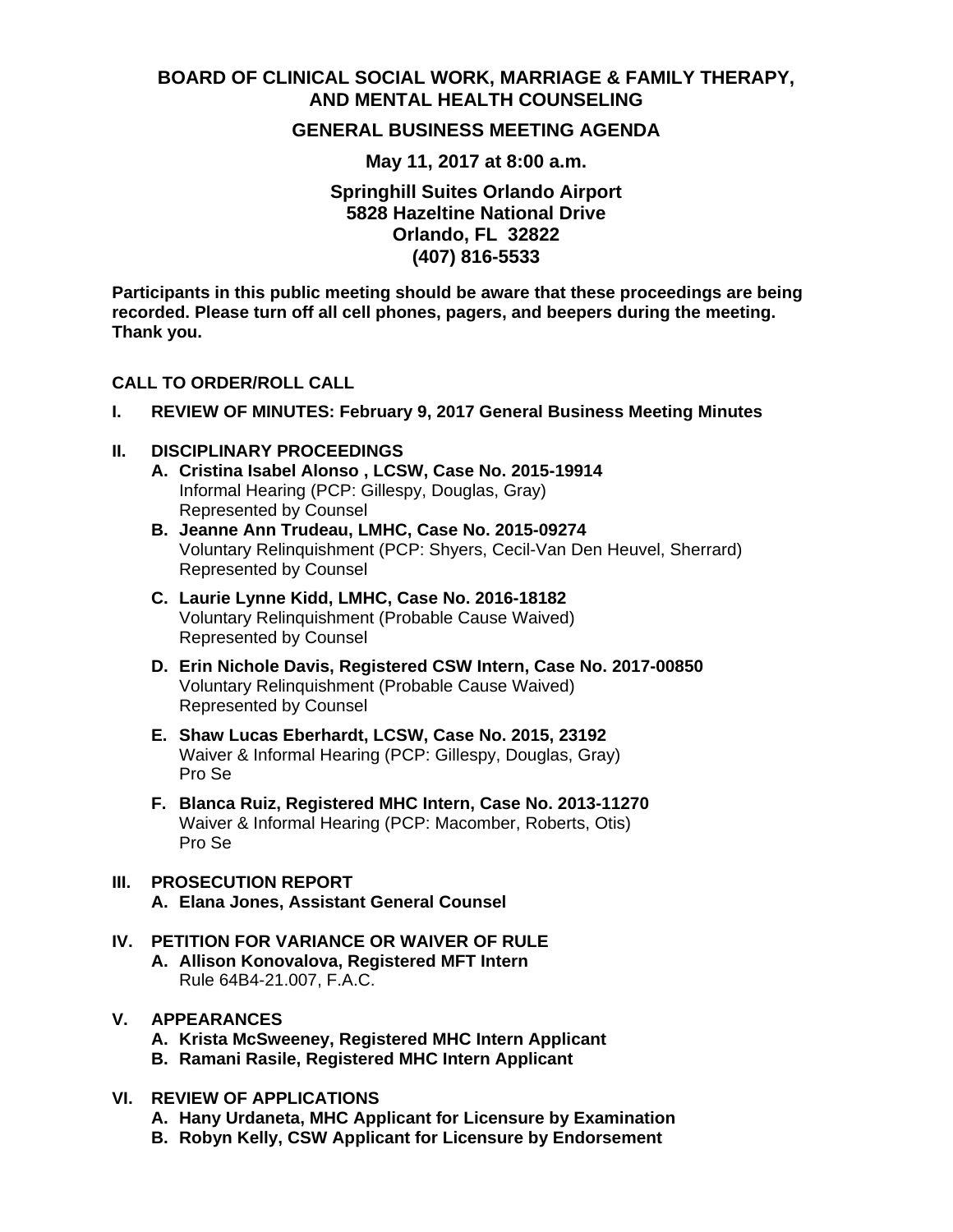# BOARD OF CLINICAL SOCIAL WORK, MARRIAGE & FAMILY THERAPY, AND MENTAL HEALTH COUNSELING

## GENERAL BUSINESS MEETING AGENDA

**May 11, 2017 at 8:00 a.m.**

**Springhill Suites Orlando Airport**
**5828 Hazeltine National Drive**
**Orlando, FL 32822**
**(407) 816-5533**

**Participants in this public meeting should be aware that these proceedings are being recorded. Please turn off all cell phones, pagers, and beepers during the meeting. Thank you.**

**CALL TO ORDER/ROLL CALL**

**I. REVIEW OF MINUTES: February 9, 2017 General Business Meeting Minutes**

**II. DISCIPLINARY PROCEEDINGS**

- **A. Cristina Isabel Alonso , LCSW, Case No. 2015-19914**
  Informal Hearing (PCP: Gillespy, Douglas, Gray)
  Represented by Counsel
- **B. Jeanne Ann Trudeau, LMHC, Case No. 2015-09274**
  Voluntary Relinquishment (PCP: Shyers, Cecil-Van Den Heuvel, Sherrard)
  Represented by Counsel
- **C. Laurie Lynne Kidd, LMHC, Case No. 2016-18182**
  Voluntary Relinquishment (Probable Cause Waived)
  Represented by Counsel
- **D. Erin Nichole Davis, Registered CSW Intern, Case No. 2017-00850**
  Voluntary Relinquishment (Probable Cause Waived)
  Represented by Counsel
- **E. Shaw Lucas Eberhardt, LCSW, Case No. 2015, 23192**
  Waiver & Informal Hearing (PCP: Gillespy, Douglas, Gray)
  Pro Se
- **F. Blanca Ruiz, Registered MHC Intern, Case No. 2013-11270**
  Waiver & Informal Hearing (PCP: Macomber, Roberts, Otis)
  Pro Se

**III. PROSECUTION REPORT**

- **A. Elana Jones, Assistant General Counsel**

**IV. PETITION FOR VARIANCE OR WAIVER OF RULE**

- **A. Allison Konovalova, Registered MFT Intern**
  Rule 64B4-21.007, F.A.C.

**V. APPEARANCES**

- **A. Krista McSweeney, Registered MHC Intern Applicant**
- **B. Ramani Rasile, Registered MHC Intern Applicant**

**VI. REVIEW OF APPLICATIONS**

- **A. Hany Urdaneta, MHC Applicant for Licensure by Examination**
- **B. Robyn Kelly, CSW Applicant for Licensure by Endorsement**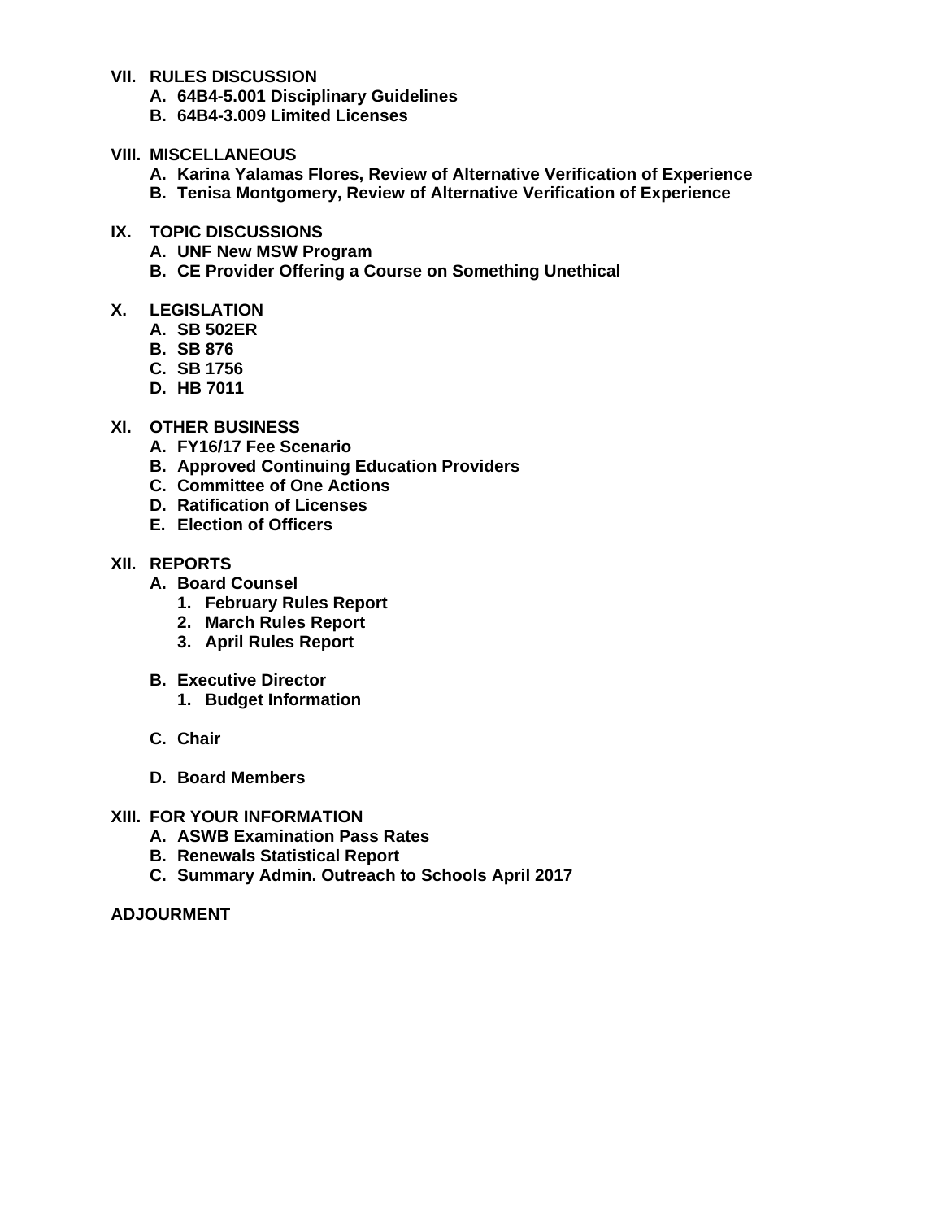**VII. RULES DISCUSSION**

- **A. 64B4-5.001 Disciplinary Guidelines**
- **B. 64B4-3.009 Limited Licenses**

**VIII. MISCELLANEOUS**

- **A. Karina Yalamas Flores, Review of Alternative Verification of Experience**
- **B. Tenisa Montgomery, Review of Alternative Verification of Experience**

**IX. TOPIC DISCUSSIONS**

- **A. UNF New MSW Program**
- **B. CE Provider Offering a Course on Something Unethical**

**X. LEGISLATION**

- **A. SB 502ER**
- **B. SB 876**
- **C. SB 1756**
- **D. HB 7011**

**XI. OTHER BUSINESS**

- **A. FY16/17 Fee Scenario**
- **B. Approved Continuing Education Providers**
- **C. Committee of One Actions**
- **D. Ratification of Licenses**
- **E. Election of Officers**

**XII. REPORTS**

- **A. Board Counsel**
  1. **February Rules Report**
  2. **March Rules Report**
  3. **April Rules Report**

- **B. Executive Director**
  1. **Budget Information**

- **C. Chair**

- **D. Board Members**

**XIII. FOR YOUR INFORMATION**

- **A. ASWB Examination Pass Rates**
- **B. Renewals Statistical Report**
- **C. Summary Admin. Outreach to Schools April 2017**

**ADJOURMENT**